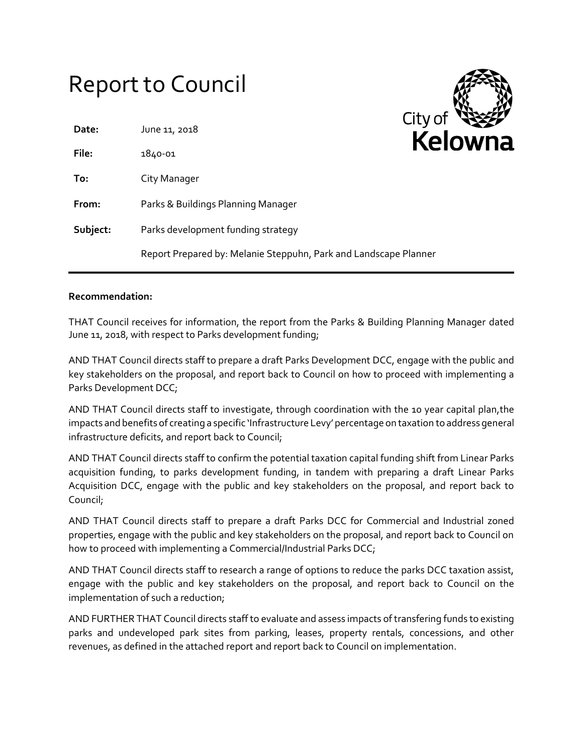# Report to Council

City of Kelowna

| | |
|---|---|
| **Date:** | June 11, 2018 |
| **File:** | 1840-01 |
| **To:** | City Manager |
| **From:** | Parks & Buildings Planning Manager |
| **Subject:** | Parks development funding strategy |
| | Report Prepared by: Melanie Steppuhn, Park and Landscape Planner |

**Recommendation:**

THAT Council receives for information, the report from the Parks & Building Planning Manager dated June 11, 2018, with respect to Parks development funding;

AND THAT Council directs staff to prepare a draft Parks Development DCC, engage with the public and key stakeholders on the proposal, and report back to Council on how to proceed with implementing a Parks Development DCC;

AND THAT Council directs staff to investigate, through coordination with the 10 year capital plan,the impacts and benefits of creating a specific 'Infrastructure Levy' percentage on taxation to address general infrastructure deficits, and report back to Council;

AND THAT Council directs staff to confirm the potential taxation capital funding shift from Linear Parks acquisition funding, to parks development funding, in tandem with preparing a draft Linear Parks Acquisition DCC, engage with the public and key stakeholders on the proposal, and report back to Council;

AND THAT Council directs staff to prepare a draft Parks DCC for Commercial and Industrial zoned properties, engage with the public and key stakeholders on the proposal, and report back to Council on how to proceed with implementing a Commercial/Industrial Parks DCC;

AND THAT Council directs staff to research a range of options to reduce the parks DCC taxation assist, engage with the public and key stakeholders on the proposal, and report back to Council on the implementation of such a reduction;

AND FURTHER THAT Council directs staff to evaluate and assess impacts of transfering funds to existing parks and undeveloped park sites from parking, leases, property rentals, concessions, and other revenues, as defined in the attached report and report back to Council on implementation.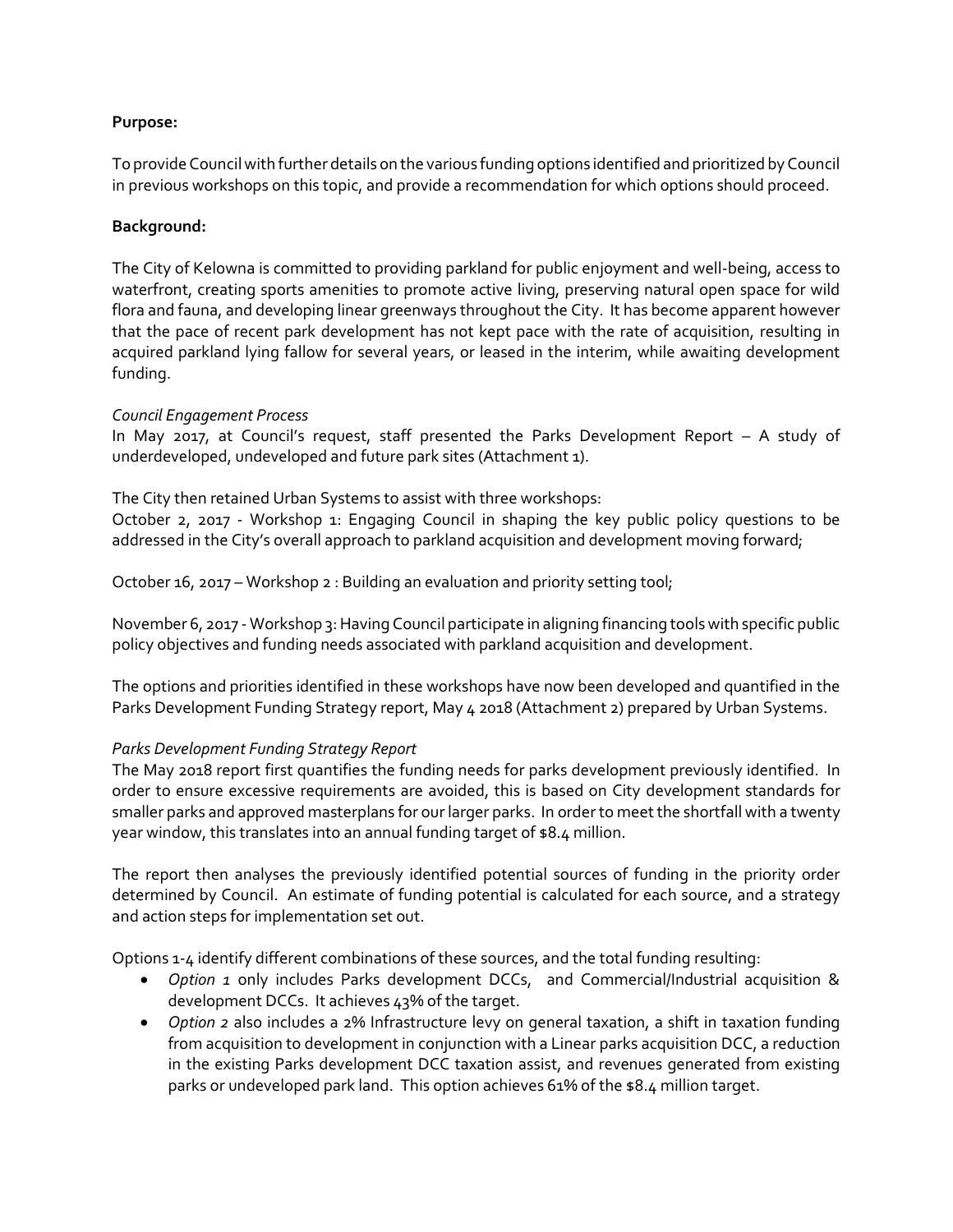**Purpose:**

To provide Council with further details on the various funding options identified and prioritized by Council in previous workshops on this topic, and provide a recommendation for which options should proceed.

**Background:**

The City of Kelowna is committed to providing parkland for public enjoyment and well-being, access to waterfront, creating sports amenities to promote active living, preserving natural open space for wild flora and fauna, and developing linear greenways throughout the City. It has become apparent however that the pace of recent park development has not kept pace with the rate of acquisition, resulting in acquired parkland lying fallow for several years, or leased in the interim, while awaiting development funding.

*Council Engagement Process*

In May 2017, at Council's request, staff presented the Parks Development Report – A study of underdeveloped, undeveloped and future park sites (Attachment 1).

The City then retained Urban Systems to assist with three workshops:

October 2, 2017 - Workshop 1: Engaging Council in shaping the key public policy questions to be addressed in the City's overall approach to parkland acquisition and development moving forward;

October 16, 2017 – Workshop 2 : Building an evaluation and priority setting tool;

November 6, 2017 - Workshop 3: Having Council participate in aligning financing tools with specific public policy objectives and funding needs associated with parkland acquisition and development.

The options and priorities identified in these workshops have now been developed and quantified in the Parks Development Funding Strategy report, May 4 2018 (Attachment 2) prepared by Urban Systems.

*Parks Development Funding Strategy Report*

The May 2018 report first quantifies the funding needs for parks development previously identified. In order to ensure excessive requirements are avoided, this is based on City development standards for smaller parks and approved masterplans for our larger parks. In order to meet the shortfall with a twenty year window, this translates into an annual funding target of $8.4 million.

The report then analyses the previously identified potential sources of funding in the priority order determined by Council. An estimate of funding potential is calculated for each source, and a strategy and action steps for implementation set out.

Options 1-4 identify different combinations of these sources, and the total funding resulting:

- *Option 1* only includes Parks development DCCs, and Commercial/Industrial acquisition & development DCCs. It achieves 43% of the target.
- *Option 2* also includes a 2% Infrastructure levy on general taxation, a shift in taxation funding from acquisition to development in conjunction with a Linear parks acquisition DCC, a reduction in the existing Parks development DCC taxation assist, and revenues generated from existing parks or undeveloped park land. This option achieves 61% of the $8.4 million target.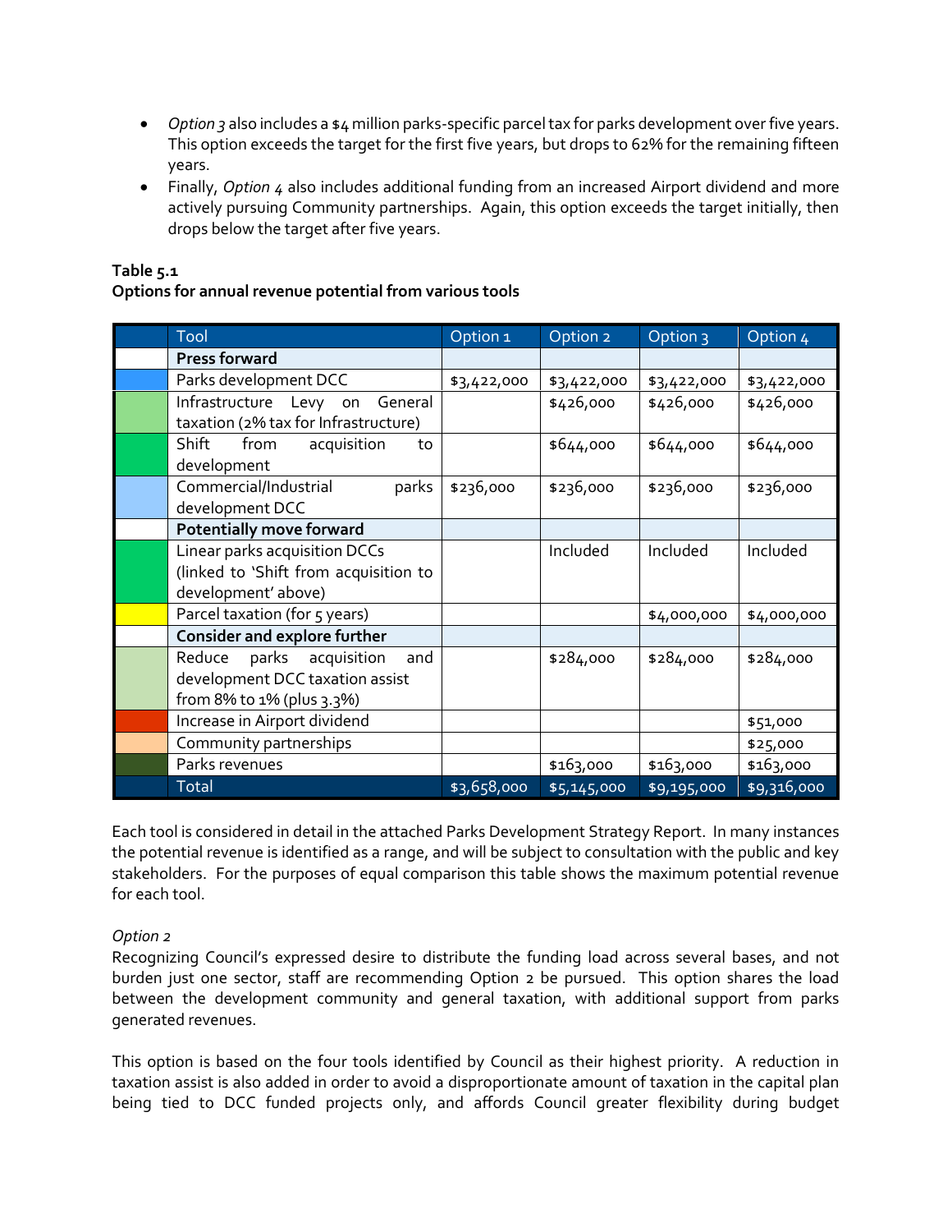- *Option 3* also includes a $4 million parks-specific parcel tax for parks development over five years. This option exceeds the target for the first five years, but drops to 62% for the remaining fifteen years.
- Finally, *Option 4* also includes additional funding from an increased Airport dividend and more actively pursuing Community partnerships. Again, this option exceeds the target initially, then drops below the target after five years.

**Table 5.1**
**Options for annual revenue potential from various tools**

| | Tool | Option 1 | Option 2 | Option 3 | Option 4 |
|---|---|---|---|---|---|
| | **Press forward** | | | | |
| | Parks development DCC | $3,422,000 | $3,422,000 | $3,422,000 | $3,422,000 |
| | Infrastructure Levy on General taxation (2% tax for Infrastructure) | | $426,000 | $426,000 | $426,000 |
| | Shift from acquisition to development | | $644,000 | $644,000 | $644,000 |
| | Commercial/Industrial parks development DCC | $236,000 | $236,000 | $236,000 | $236,000 |
| | **Potentially move forward** | | | | |
| | Linear parks acquisition DCCs (linked to 'Shift from acquisition to development' above) | | Included | Included | Included |
| | Parcel taxation (for 5 years) | | | $4,000,000 | $4,000,000 |
| | **Consider and explore further** | | | | |
| | Reduce parks acquisition and development DCC taxation assist from 8% to 1% (plus 3.3%) | | $284,000 | $284,000 | $284,000 |
| | Increase in Airport dividend | | | | $51,000 |
| | Community partnerships | | | | $25,000 |
| | Parks revenues | | $163,000 | $163,000 | $163,000 |
| | Total | $3,658,000 | $5,145,000 | $9,195,000 | $9,316,000 |

Each tool is considered in detail in the attached Parks Development Strategy Report. In many instances the potential revenue is identified as a range, and will be subject to consultation with the public and key stakeholders. For the purposes of equal comparison this table shows the maximum potential revenue for each tool.

*Option 2*
Recognizing Council's expressed desire to distribute the funding load across several bases, and not burden just one sector, staff are recommending Option 2 be pursued. This option shares the load between the development community and general taxation, with additional support from parks generated revenues.

This option is based on the four tools identified by Council as their highest priority. A reduction in taxation assist is also added in order to avoid a disproportionate amount of taxation in the capital plan being tied to DCC funded projects only, and affords Council greater flexibility during budget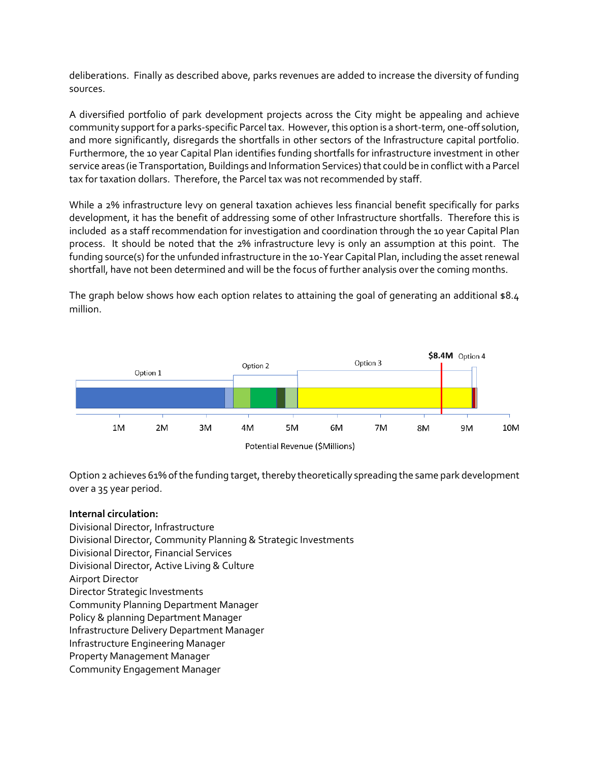deliberations. Finally as described above, parks revenues are added to increase the diversity of funding sources.

A diversified portfolio of park development projects across the City might be appealing and achieve community support for a parks-specific Parcel tax. However, this option is a short-term, one-off solution, and more significantly, disregards the shortfalls in other sectors of the Infrastructure capital portfolio. Furthermore, the 10 year Capital Plan identifies funding shortfalls for infrastructure investment in other service areas (ie Transportation, Buildings and Information Services) that could be in conflict with a Parcel tax for taxation dollars. Therefore, the Parcel tax was not recommended by staff.

While a 2% infrastructure levy on general taxation achieves less financial benefit specifically for parks development, it has the benefit of addressing some of other Infrastructure shortfalls. Therefore this is included as a staff recommendation for investigation and coordination through the 10 year Capital Plan process. It should be noted that the 2% infrastructure levy is only an assumption at this point. The funding source(s) for the unfunded infrastructure in the 10-Year Capital Plan, including the asset renewal shortfall, have not been determined and will be the focus of further analysis over the coming months.

The graph below shows how each option relates to attaining the goal of generating an additional $8.4 million.

Option 1 | Option 2 | Option 3 | **$8.4M** | Option 4

1M 2M 3M 4M 5M 6M 7M 8M 9M 10M

Potential Revenue ($Millions)

Option 2 achieves 61% of the funding target, thereby theoretically spreading the same park development over a 35 year period.

**Internal circulation:**

Divisional Director, Infrastructure
Divisional Director, Community Planning & Strategic Investments
Divisional Director, Financial Services
Divisional Director, Active Living & Culture
Airport Director
Director Strategic Investments
Community Planning Department Manager
Policy & planning Department Manager
Infrastructure Delivery Department Manager
Infrastructure Engineering Manager
Property Management Manager
Community Engagement Manager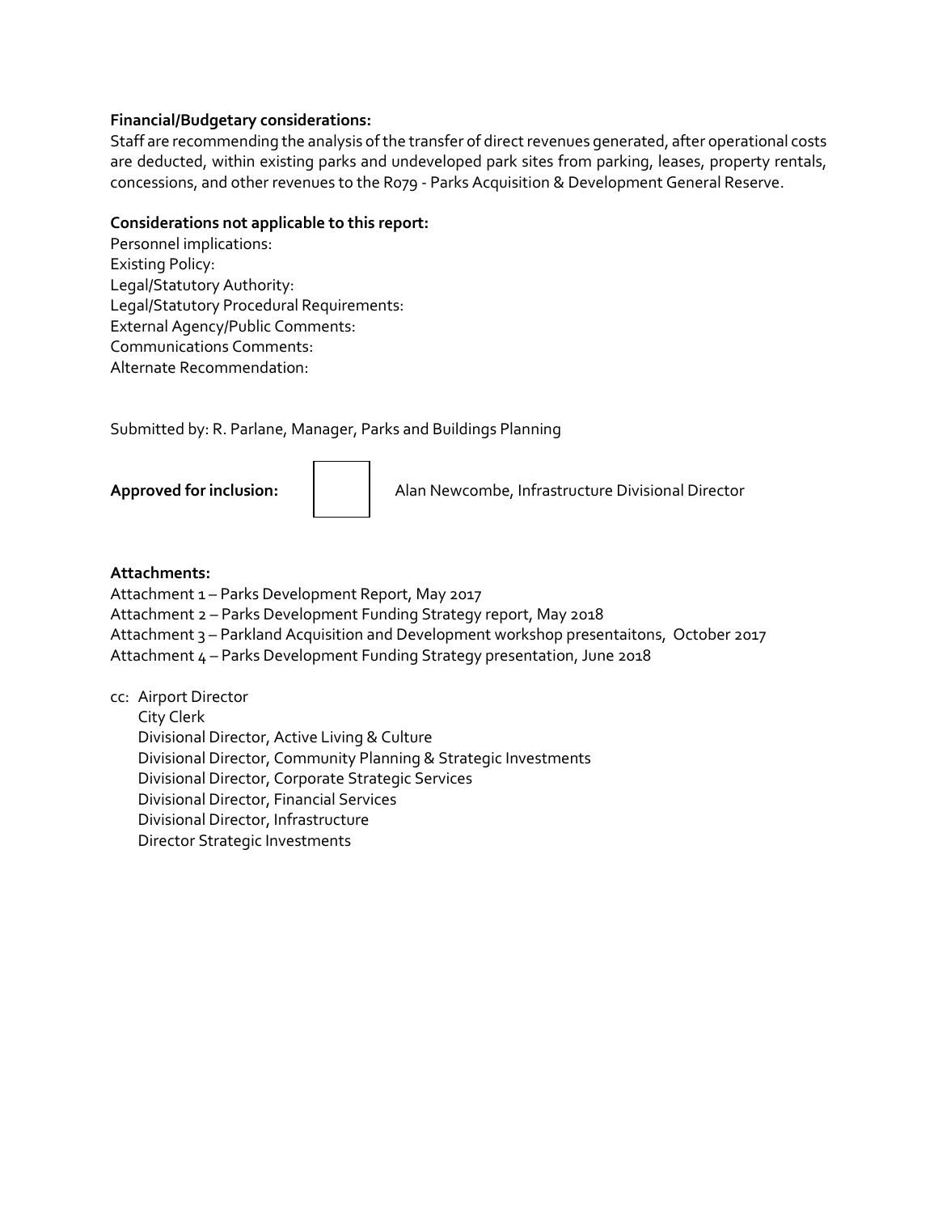**Financial/Budgetary considerations:**

Staff are recommending the analysis of the transfer of direct revenues generated, after operational costs are deducted, within existing parks and undeveloped park sites from parking, leases, property rentals, concessions, and other revenues to the R079 - Parks Acquisition & Development General Reserve.

**Considerations not applicable to this report:**

Personnel implications:
Existing Policy:
Legal/Statutory Authority:
Legal/Statutory Procedural Requirements:
External Agency/Public Comments:
Communications Comments:
Alternate Recommendation:

Submitted by: R. Parlane, Manager, Parks and Buildings Planning

**Approved for inclusion:** Alan Newcombe, Infrastructure Divisional Director

**Attachments:**

Attachment 1 – Parks Development Report, May 2017
Attachment 2 – Parks Development Funding Strategy report, May 2018
Attachment 3 – Parkland Acquisition and Development workshop presentaitons, October 2017
Attachment 4 – Parks Development Funding Strategy presentation, June 2018

cc: Airport Director
City Clerk
Divisional Director, Active Living & Culture
Divisional Director, Community Planning & Strategic Investments
Divisional Director, Corporate Strategic Services
Divisional Director, Financial Services
Divisional Director, Infrastructure
Director Strategic Investments